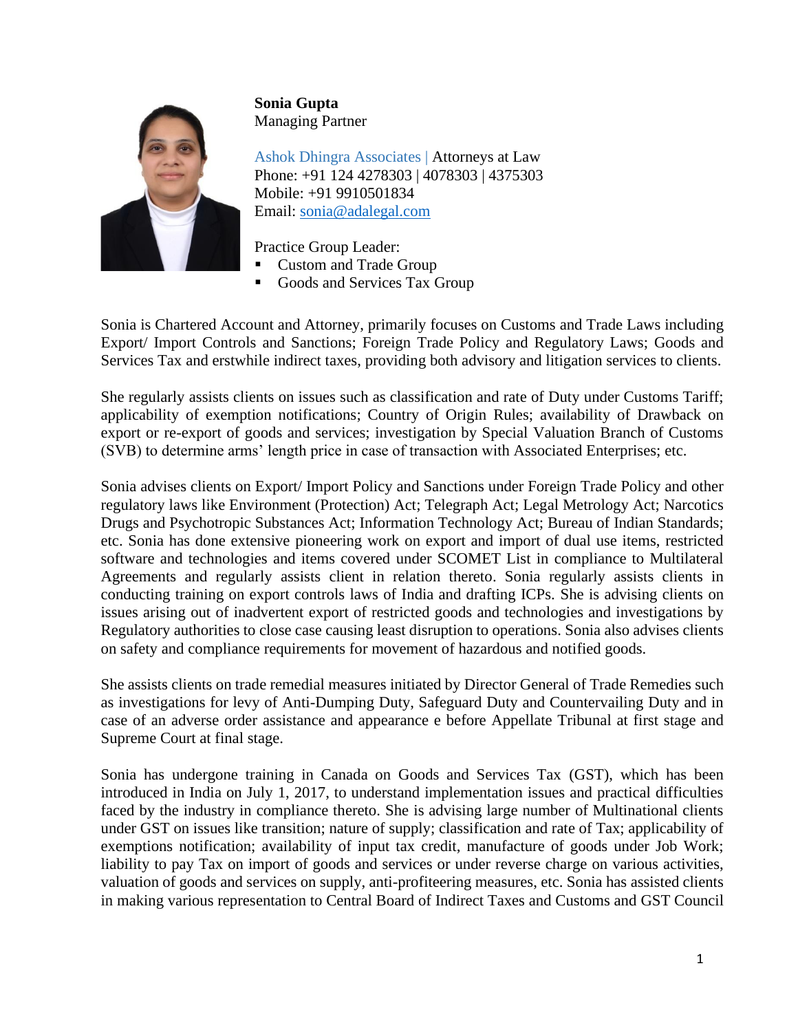**Sonia Gupta**
Managing Partner

Ashok Dhingra Associates | Attorneys at Law
Phone: +91 124 4278303 | 4078303 | 4375303
Mobile: +91 9910501834
Email: sonia@adalegal.com

Practice Group Leader:

- Custom and Trade Group
- Goods and Services Tax Group

Sonia is Chartered Account and Attorney, primarily focuses on Customs and Trade Laws including Export/ Import Controls and Sanctions; Foreign Trade Policy and Regulatory Laws; Goods and Services Tax and erstwhile indirect taxes, providing both advisory and litigation services to clients.

She regularly assists clients on issues such as classification and rate of Duty under Customs Tariff; applicability of exemption notifications; Country of Origin Rules; availability of Drawback on export or re-export of goods and services; investigation by Special Valuation Branch of Customs (SVB) to determine arms' length price in case of transaction with Associated Enterprises; etc.

Sonia advises clients on Export/ Import Policy and Sanctions under Foreign Trade Policy and other regulatory laws like Environment (Protection) Act; Telegraph Act; Legal Metrology Act; Narcotics Drugs and Psychotropic Substances Act; Information Technology Act; Bureau of Indian Standards; etc. Sonia has done extensive pioneering work on export and import of dual use items, restricted software and technologies and items covered under SCOMET List in compliance to Multilateral Agreements and regularly assists client in relation thereto. Sonia regularly assists clients in conducting training on export controls laws of India and drafting ICPs. She is advising clients on issues arising out of inadvertent export of restricted goods and technologies and investigations by Regulatory authorities to close case causing least disruption to operations. Sonia also advises clients on safety and compliance requirements for movement of hazardous and notified goods.

She assists clients on trade remedial measures initiated by Director General of Trade Remedies such as investigations for levy of Anti-Dumping Duty, Safeguard Duty and Countervailing Duty and in case of an adverse order assistance and appearance e before Appellate Tribunal at first stage and Supreme Court at final stage.

Sonia has undergone training in Canada on Goods and Services Tax (GST), which has been introduced in India on July 1, 2017, to understand implementation issues and practical difficulties faced by the industry in compliance thereto. She is advising large number of Multinational clients under GST on issues like transition; nature of supply; classification and rate of Tax; applicability of exemptions notification; availability of input tax credit, manufacture of goods under Job Work; liability to pay Tax on import of goods and services or under reverse charge on various activities, valuation of goods and services on supply, anti-profiteering measures, etc. Sonia has assisted clients in making various representation to Central Board of Indirect Taxes and Customs and GST Council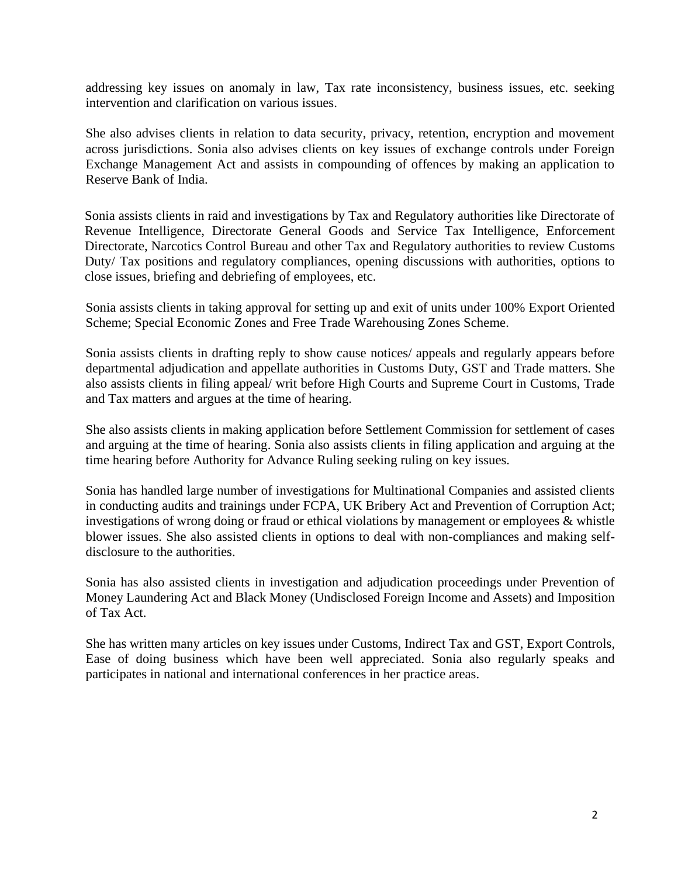addressing key issues on anomaly in law, Tax rate inconsistency, business issues, etc. seeking intervention and clarification on various issues.

She also advises clients in relation to data security, privacy, retention, encryption and movement across jurisdictions. Sonia also advises clients on key issues of exchange controls under Foreign Exchange Management Act and assists in compounding of offences by making an application to Reserve Bank of India.

Sonia assists clients in raid and investigations by Tax and Regulatory authorities like Directorate of Revenue Intelligence, Directorate General Goods and Service Tax Intelligence, Enforcement Directorate, Narcotics Control Bureau and other Tax and Regulatory authorities to review Customs Duty/ Tax positions and regulatory compliances, opening discussions with authorities, options to close issues, briefing and debriefing of employees, etc.

Sonia assists clients in taking approval for setting up and exit of units under 100% Export Oriented Scheme; Special Economic Zones and Free Trade Warehousing Zones Scheme.

Sonia assists clients in drafting reply to show cause notices/ appeals and regularly appears before departmental adjudication and appellate authorities in Customs Duty, GST and Trade matters. She also assists clients in filing appeal/ writ before High Courts and Supreme Court in Customs, Trade and Tax matters and argues at the time of hearing.

She also assists clients in making application before Settlement Commission for settlement of cases and arguing at the time of hearing. Sonia also assists clients in filing application and arguing at the time hearing before Authority for Advance Ruling seeking ruling on key issues.

Sonia has handled large number of investigations for Multinational Companies and assisted clients in conducting audits and trainings under FCPA, UK Bribery Act and Prevention of Corruption Act; investigations of wrong doing or fraud or ethical violations by management or employees & whistle blower issues. She also assisted clients in options to deal with non-compliances and making self-disclosure to the authorities.

Sonia has also assisted clients in investigation and adjudication proceedings under Prevention of Money Laundering Act and Black Money (Undisclosed Foreign Income and Assets) and Imposition of Tax Act.

She has written many articles on key issues under Customs, Indirect Tax and GST, Export Controls, Ease of doing business which have been well appreciated. Sonia also regularly speaks and participates in national and international conferences in her practice areas.